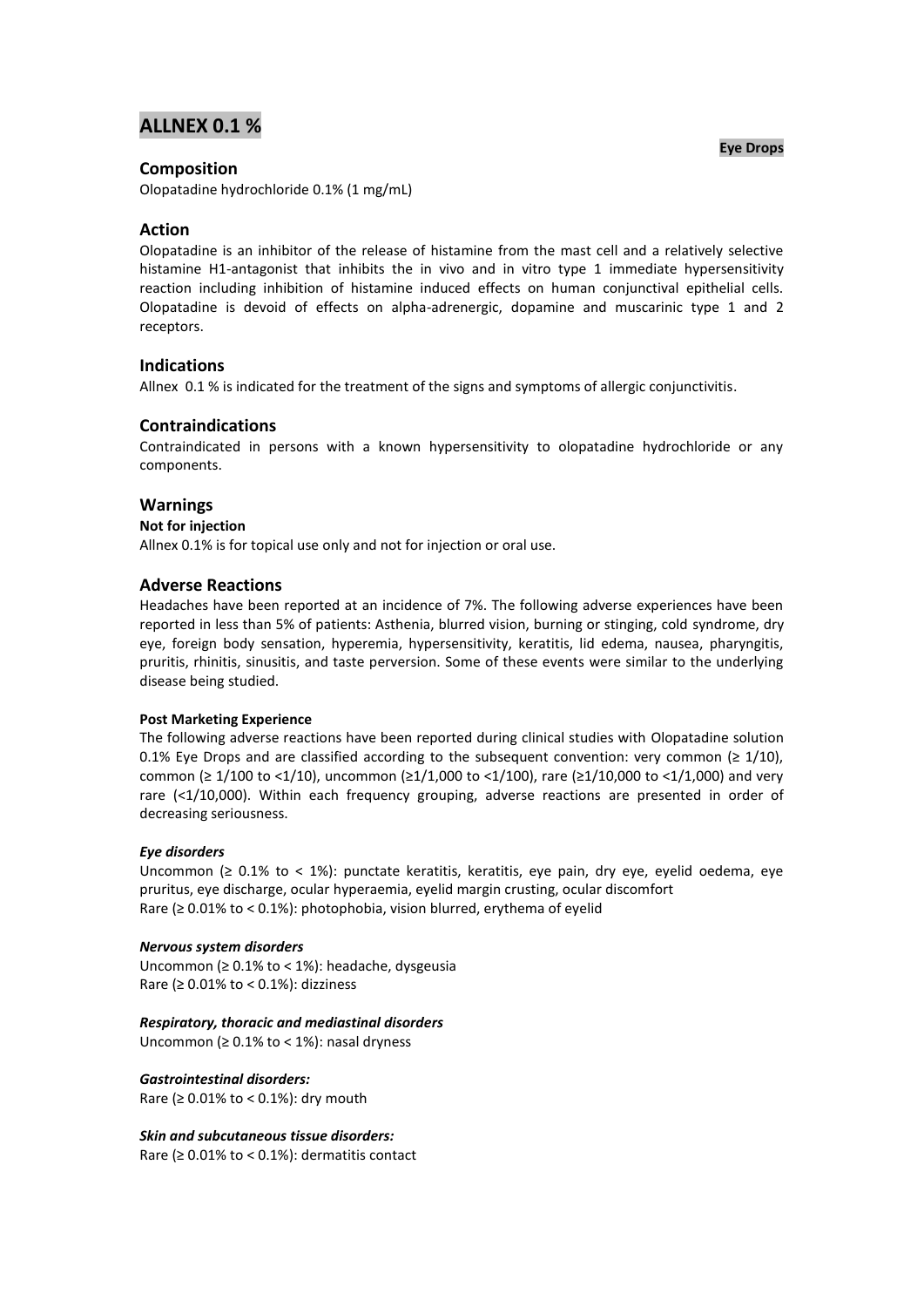# ALLNEX 0.1 %

**Eye Drops**

## Composition

Olopatadine hydrochloride 0.1% (1 mg/mL)

## Action

Olopatadine is an inhibitor of the release of histamine from the mast cell and a relatively selective histamine H1-antagonist that inhibits the in vivo and in vitro type 1 immediate hypersensitivity reaction including inhibition of histamine induced effects on human conjunctival epithelial cells. Olopatadine is devoid of effects on alpha-adrenergic, dopamine and muscarinic type 1 and 2 receptors.

## Indications

Allnex 0.1 % is indicated for the treatment of the signs and symptoms of allergic conjunctivitis.

## Contraindications

Contraindicated in persons with a known hypersensitivity to olopatadine hydrochloride or any components.

## Warnings

**Not for injection**

Allnex 0.1% is for topical use only and not for injection or oral use.

## Adverse Reactions

Headaches have been reported at an incidence of 7%. The following adverse experiences have been reported in less than 5% of patients: Asthenia, blurred vision, burning or stinging, cold syndrome, dry eye, foreign body sensation, hyperemia, hypersensitivity, keratitis, lid edema, nausea, pharyngitis, pruritis, rhinitis, sinusitis, and taste perversion. Some of these events were similar to the underlying disease being studied.

**Post Marketing Experience**

The following adverse reactions have been reported during clinical studies with Olopatadine solution 0.1% Eye Drops and are classified according to the subsequent convention: very common (≥ 1/10), common (≥ 1/100 to <1/10), uncommon (≥1/1,000 to <1/100), rare (≥1/10,000 to <1/1,000) and very rare (<1/10,000). Within each frequency grouping, adverse reactions are presented in order of decreasing seriousness.

***Eye disorders***

Uncommon (≥ 0.1% to < 1%): punctate keratitis, keratitis, eye pain, dry eye, eyelid oedema, eye pruritus, eye discharge, ocular hyperaemia, eyelid margin crusting, ocular discomfort
Rare (≥ 0.01% to < 0.1%): photophobia, vision blurred, erythema of eyelid

***Nervous system disorders***

Uncommon (≥ 0.1% to < 1%): headache, dysgeusia
Rare (≥ 0.01% to < 0.1%): dizziness

***Respiratory, thoracic and mediastinal disorders***

Uncommon (≥ 0.1% to < 1%): nasal dryness

***Gastrointestinal disorders:***

Rare (≥ 0.01% to < 0.1%): dry mouth

***Skin and subcutaneous tissue disorders:***

Rare (≥ 0.01% to < 0.1%): dermatitis contact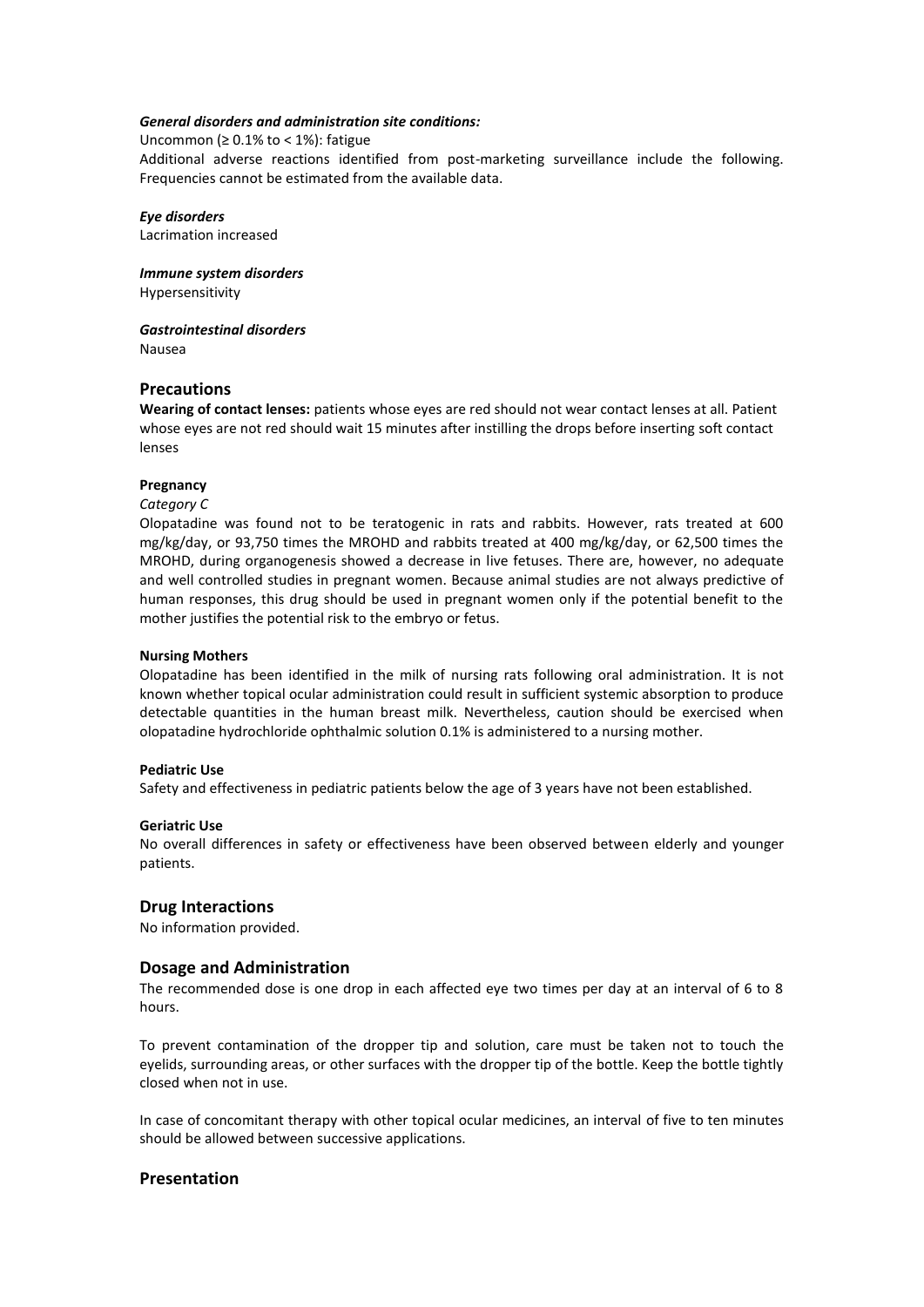***General disorders and administration site conditions:***

Uncommon (≥ 0.1% to < 1%): fatigue

Additional adverse reactions identified from post-marketing surveillance include the following. Frequencies cannot be estimated from the available data.

***Eye disorders***

Lacrimation increased

***Immune system disorders***

Hypersensitivity

***Gastrointestinal disorders***

Nausea

## Precautions

**Wearing of contact lenses:** patients whose eyes are red should not wear contact lenses at all. Patient whose eyes are not red should wait 15 minutes after instilling the drops before inserting soft contact lenses

**Pregnancy**

*Category C*

Olopatadine was found not to be teratogenic in rats and rabbits. However, rats treated at 600 mg/kg/day, or 93,750 times the MROHD and rabbits treated at 400 mg/kg/day, or 62,500 times the MROHD, during organogenesis showed a decrease in live fetuses. There are, however, no adequate and well controlled studies in pregnant women. Because animal studies are not always predictive of human responses, this drug should be used in pregnant women only if the potential benefit to the mother justifies the potential risk to the embryo or fetus.

**Nursing Mothers**

Olopatadine has been identified in the milk of nursing rats following oral administration. It is not known whether topical ocular administration could result in sufficient systemic absorption to produce detectable quantities in the human breast milk. Nevertheless, caution should be exercised when olopatadine hydrochloride ophthalmic solution 0.1% is administered to a nursing mother.

**Pediatric Use**

Safety and effectiveness in pediatric patients below the age of 3 years have not been established.

**Geriatric Use**

No overall differences in safety or effectiveness have been observed between elderly and younger patients.

## Drug Interactions

No information provided.

## Dosage and Administration

The recommended dose is one drop in each affected eye two times per day at an interval of 6 to 8 hours.

To prevent contamination of the dropper tip and solution, care must be taken not to touch the eyelids, surrounding areas, or other surfaces with the dropper tip of the bottle. Keep the bottle tightly closed when not in use.

In case of concomitant therapy with other topical ocular medicines, an interval of five to ten minutes should be allowed between successive applications.

## Presentation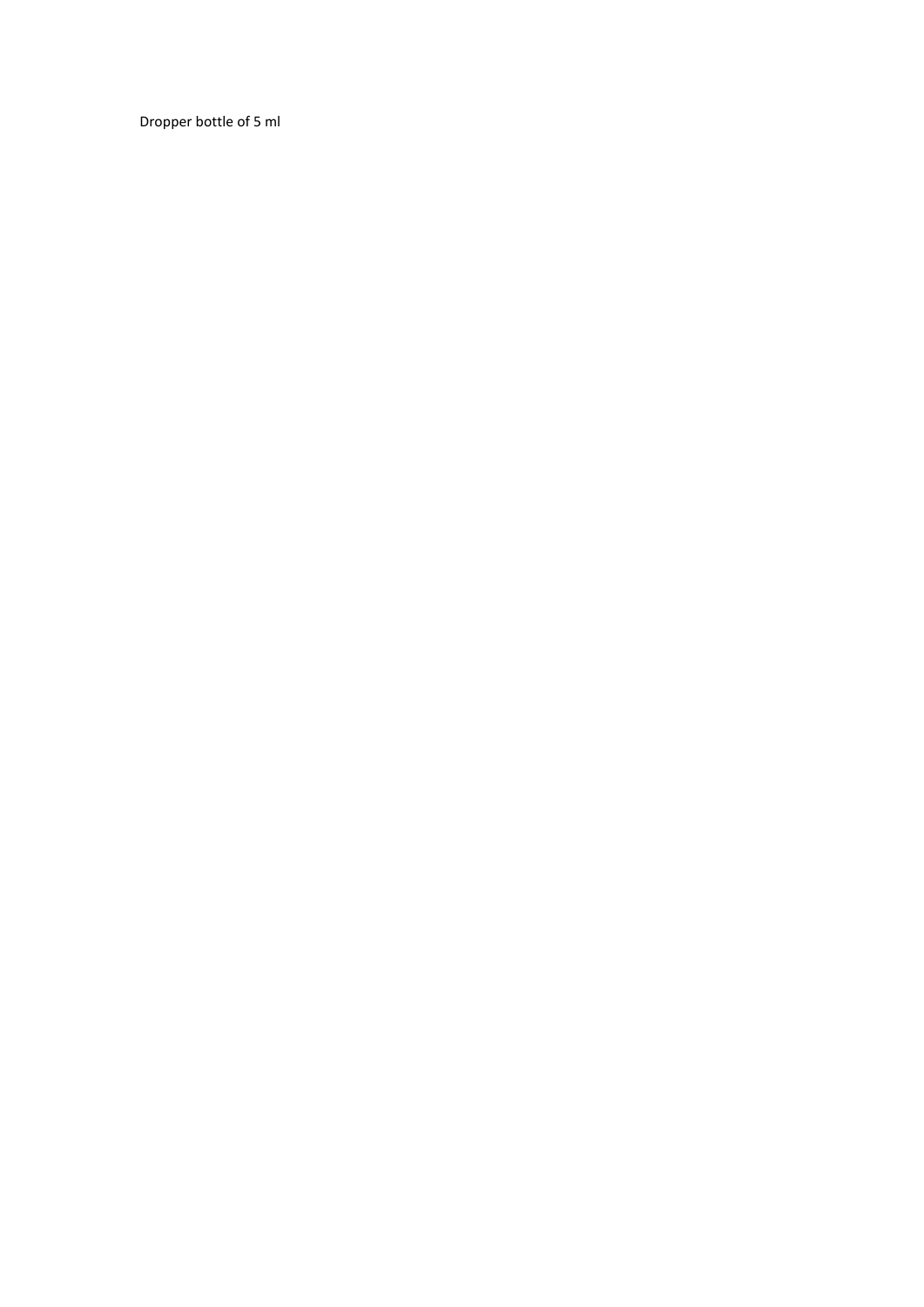Dropper bottle of 5 ml